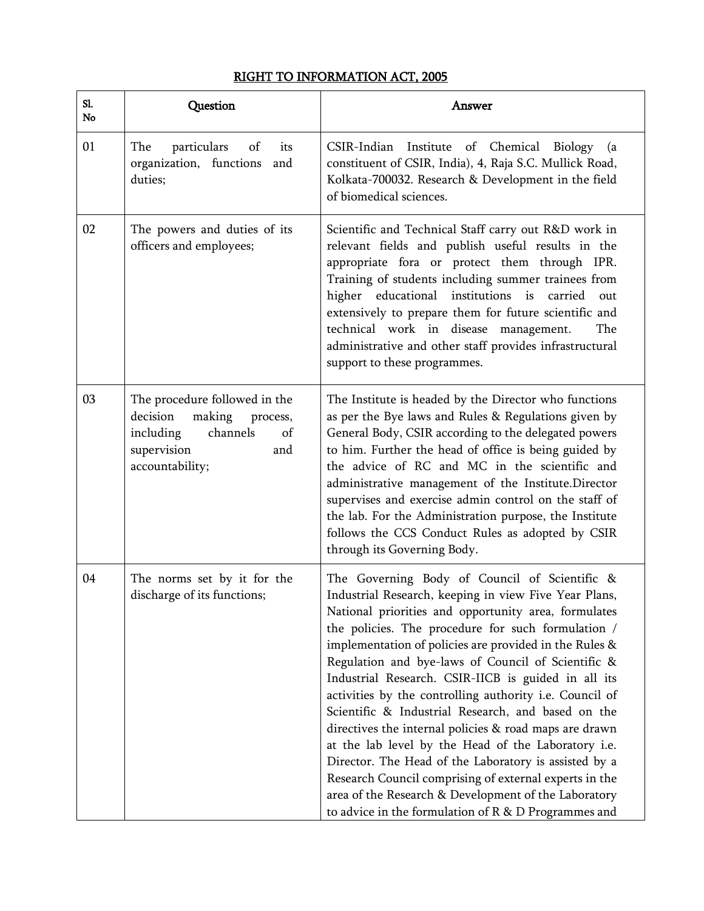# RIGHT TO INFORMATION ACT, 2005

| Sl. No | Question | Answer |
|---|---|---|
| 01 | The particulars of its organization, functions and duties; | CSIR-Indian Institute of Chemical Biology (a constituent of CSIR, India), 4, Raja S.C. Mullick Road, Kolkata-700032. Research & Development in the field of biomedical sciences. |
| 02 | The powers and duties of its officers and employees; | Scientific and Technical Staff carry out R&D work in relevant fields and publish useful results in the appropriate fora or protect them through IPR. Training of students including summer trainees from higher educational institutions is carried out extensively to prepare them for future scientific and technical work in disease management. The administrative and other staff provides infrastructural support to these programmes. |
| 03 | The procedure followed in the decision making process, including channels of supervision and accountability; | The Institute is headed by the Director who functions as per the Bye laws and Rules & Regulations given by General Body, CSIR according to the delegated powers to him. Further the head of office is being guided by the advice of RC and MC in the scientific and administrative management of the Institute.Director supervises and exercise admin control on the staff of the lab. For the Administration purpose, the Institute follows the CCS Conduct Rules as adopted by CSIR through its Governing Body. |
| 04 | The norms set by it for the discharge of its functions; | The Governing Body of Council of Scientific & Industrial Research, keeping in view Five Year Plans, National priorities and opportunity area, formulates the policies. The procedure for such formulation / implementation of policies are provided in the Rules & Regulation and bye-laws of Council of Scientific & Industrial Research. CSIR-IICB is guided in all its activities by the controlling authority i.e. Council of Scientific & Industrial Research, and based on the directives the internal policies & road maps are drawn at the lab level by the Head of the Laboratory i.e. Director. The Head of the Laboratory is assisted by a Research Council comprising of external experts in the area of the Research & Development of the Laboratory to advice in the formulation of R & D Programmes and |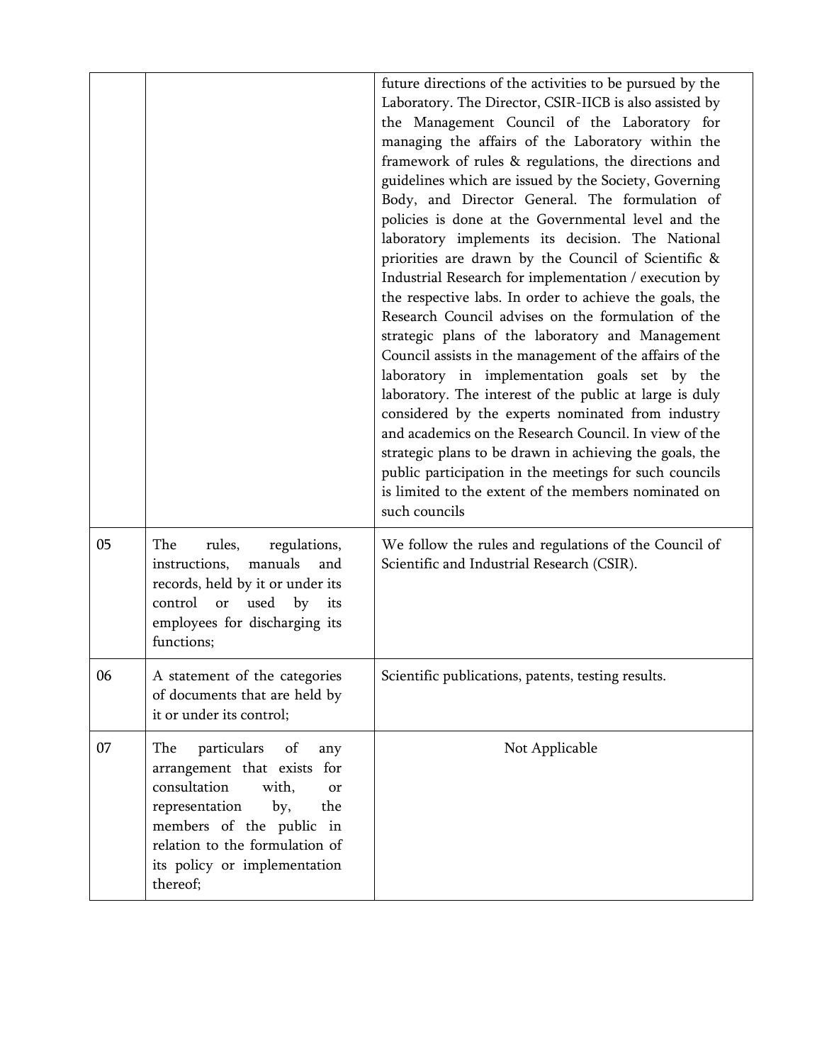| | | |
|---|---|---|
| | | future directions of the activities to be pursued by the Laboratory. The Director, CSIR-IICB is also assisted by the Management Council of the Laboratory for managing the affairs of the Laboratory within the framework of rules & regulations, the directions and guidelines which are issued by the Society, Governing Body, and Director General. The formulation of policies is done at the Governmental level and the laboratory implements its decision. The National priorities are drawn by the Council of Scientific & Industrial Research for implementation / execution by the respective labs. In order to achieve the goals, the Research Council advises on the formulation of the strategic plans of the laboratory and Management Council assists in the management of the affairs of the laboratory in implementation goals set by the laboratory. The interest of the public at large is duly considered by the experts nominated from industry and academics on the Research Council. In view of the strategic plans to be drawn in achieving the goals, the public participation in the meetings for such councils is limited to the extent of the members nominated on such councils |
| 05 | The rules, regulations, instructions, manuals and records, held by it or under its control or used by its employees for discharging its functions; | We follow the rules and regulations of the Council of Scientific and Industrial Research (CSIR). |
| 06 | A statement of the categories of documents that are held by it or under its control; | Scientific publications, patents, testing results. |
| 07 | The particulars of any arrangement that exists for consultation with, or representation by, the members of the public in relation to the formulation of its policy or implementation thereof; | Not Applicable |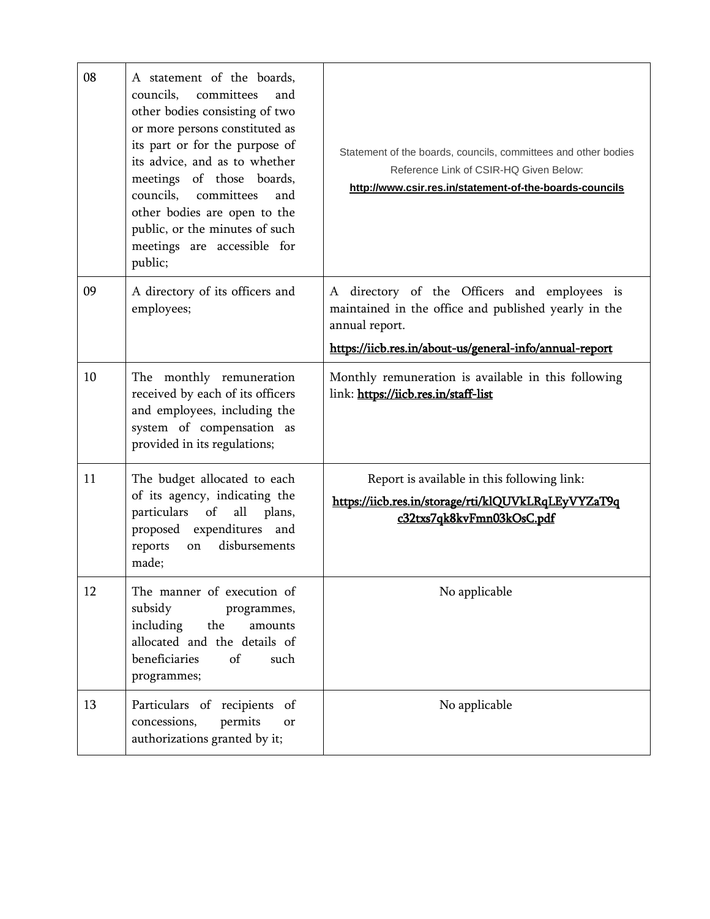| 08 | A statement of the boards, councils, committees and other bodies consisting of two or more persons constituted as its part or for the purpose of its advice, and as to whether meetings of those boards, councils, committees and other bodies are open to the public, or the minutes of such meetings are accessible for public; | Statement of the boards, councils, committees and other bodies Reference Link of CSIR-HQ Given Below: **http://www.csir.res.in/statement-of-the-boards-councils** |
|---|---|---|
| 09 | A directory of its officers and employees; | A directory of the Officers and employees is maintained in the office and published yearly in the annual report. https://iicb.res.in/about-us/general-info/annual-report |
| 10 | The monthly remuneration received by each of its officers and employees, including the system of compensation as provided in its regulations; | Monthly remuneration is available in this following link: **https://iicb.res.in/staff-list** |
| 11 | The budget allocated to each of its agency, indicating the particulars of all plans, proposed expenditures and reports on disbursements made; | Report is available in this following link: https://iicb.res.in/storage/rti/klQUVkLRqLEyVYZaT9qc32txs7qk8kvFmn03kOsC.pdf |
| 12 | The manner of execution of subsidy programmes, including the amounts allocated and the details of beneficiaries of such programmes; | No applicable |
| 13 | Particulars of recipients of concessions, permits or authorizations granted by it; | No applicable |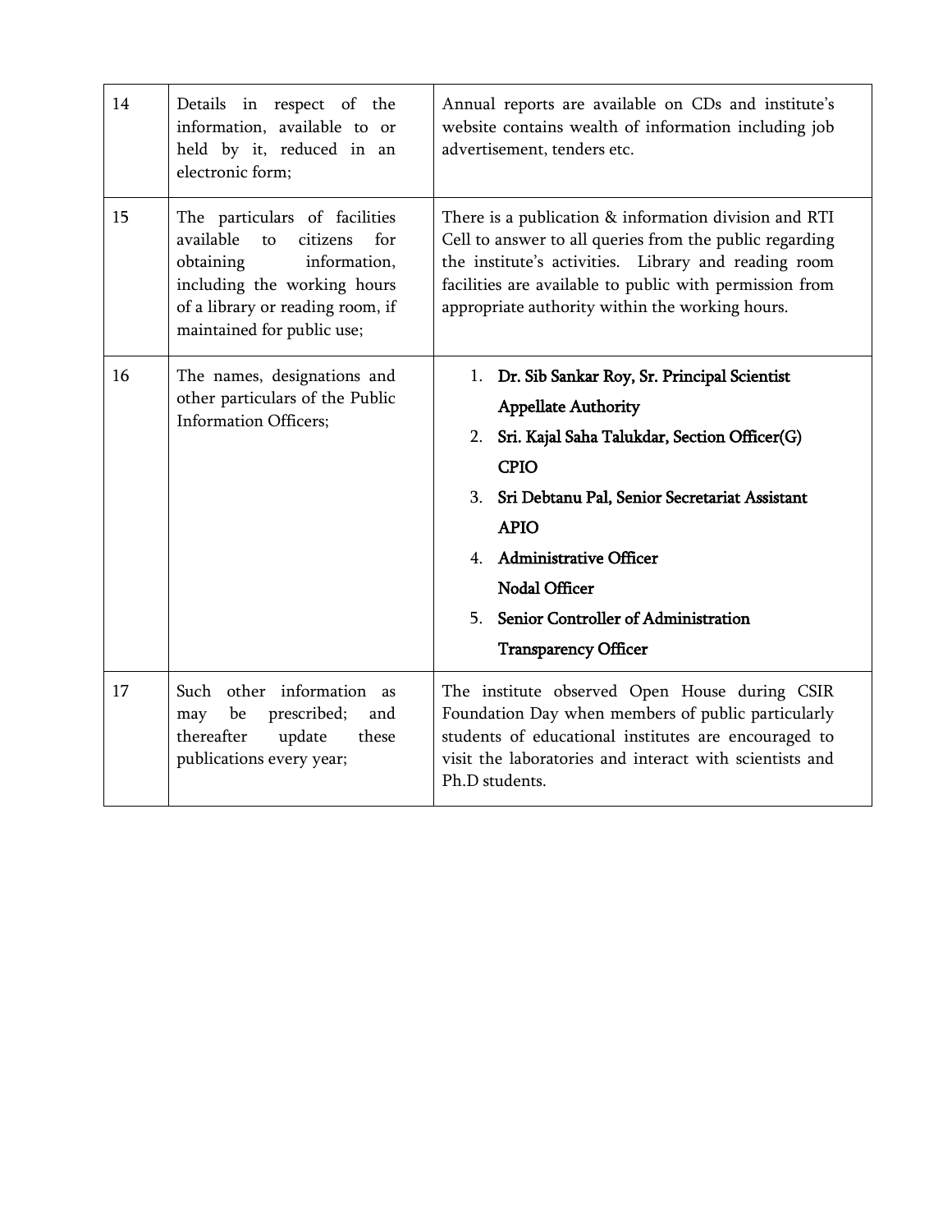| | | |
|---|---|---|
| 14 | Details in respect of the information, available to or held by it, reduced in an electronic form; | Annual reports are available on CDs and institute's website contains wealth of information including job advertisement, tenders etc. |
| 15 | The particulars of facilities available to citizens for obtaining information, including the working hours of a library or reading room, if maintained for public use; | There is a publication & information division and RTI Cell to answer to all queries from the public regarding the institute's activities. Library and reading room facilities are available to public with permission from appropriate authority within the working hours. |
| 16 | The names, designations and other particulars of the Public Information Officers; | 1. **Dr. Sib Sankar Roy, Sr. Principal Scientist Appellate Authority**<br>2. **Sri. Kajal Saha Talukdar, Section Officer(G) CPIO**<br>3. **Sri Debtanu Pal, Senior Secretariat Assistant APIO**<br>4. **Administrative Officer Nodal Officer**<br>5. **Senior Controller of Administration Transparency Officer** |
| 17 | Such other information as may be prescribed; and thereafter update these publications every year; | The institute observed Open House during CSIR Foundation Day when members of public particularly students of educational institutes are encouraged to visit the laboratories and interact with scientists and Ph.D students. |